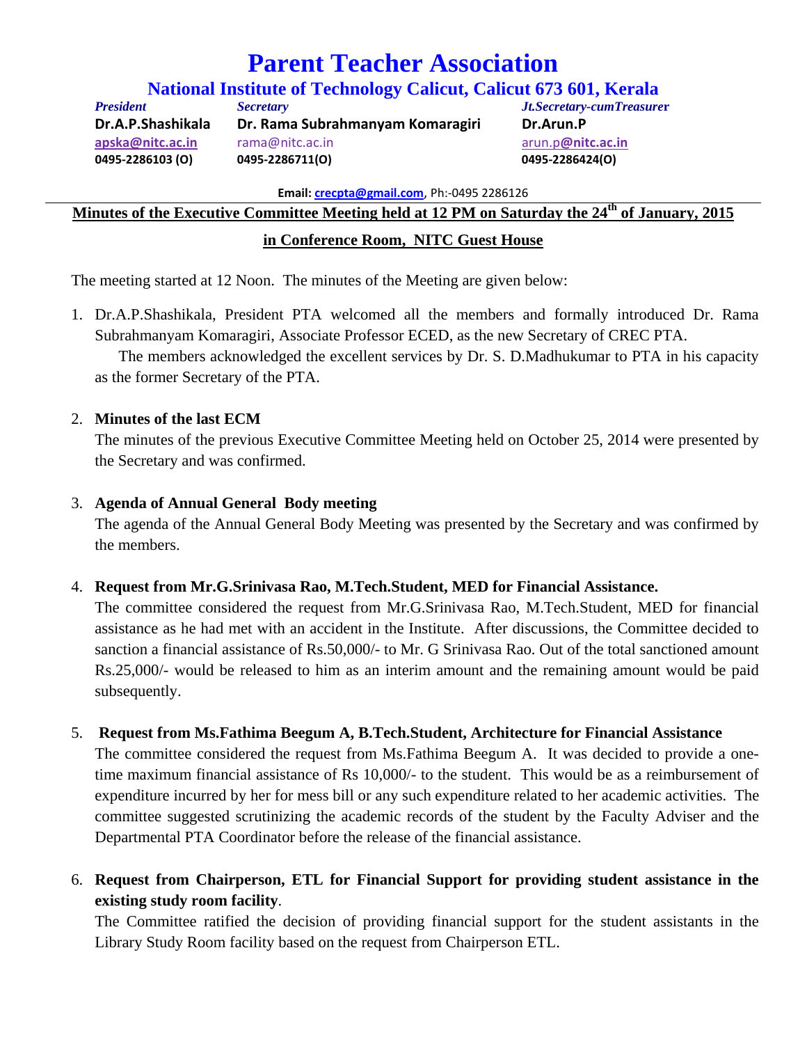# Parent Teacher Association

## National Institute of Technology Calicut, Calicut 673 601, Kerala

| *President* | *Secretary* | *Jt.Secretary-cumTreasurer* |
|---|---|---|
| **Dr.A.P.Shashikala** | **Dr. Rama Subrahmanyam Komaragiri** | **Dr.Arun.P** |
| apska@nitc.ac.in | rama@nitc.ac.in | arun.p@nitc.ac.in |
| 0495-2286103 (O) | 0495-2286711(O) | 0495-2286424(O) |

**Email:** crecpta@gmail.com, Ph:-0495 2286126

**Minutes of the Executive Committee Meeting held at 12 PM on Saturday the 24th of January, 2015 in Conference Room, NITC Guest House**

The meeting started at 12 Noon. The minutes of the Meeting are given below:

1. Dr.A.P.Shashikala, President PTA welcomed all the members and formally introduced Dr. Rama Subrahmanyam Komaragiri, Associate Professor ECED, as the new Secretary of CREC PTA.

   The members acknowledged the excellent services by Dr. S. D.Madhukumar to PTA in his capacity as the former Secretary of the PTA.

2. **Minutes of the last ECM**

   The minutes of the previous Executive Committee Meeting held on October 25, 2014 were presented by the Secretary and was confirmed.

3. **Agenda of Annual General Body meeting**

   The agenda of the Annual General Body Meeting was presented by the Secretary and was confirmed by the members.

4. **Request from Mr.G.Srinivasa Rao, M.Tech.Student, MED for Financial Assistance.**

   The committee considered the request from Mr.G.Srinivasa Rao, M.Tech.Student, MED for financial assistance as he had met with an accident in the Institute. After discussions, the Committee decided to sanction a financial assistance of Rs.50,000/- to Mr. G Srinivasa Rao. Out of the total sanctioned amount Rs.25,000/- would be released to him as an interim amount and the remaining amount would be paid subsequently.

5. **Request from Ms.Fathima Beegum A, B.Tech.Student, Architecture for Financial Assistance**

   The committee considered the request from Ms.Fathima Beegum A. It was decided to provide a one-time maximum financial assistance of Rs 10,000/- to the student. This would be as a reimbursement of expenditure incurred by her for mess bill or any such expenditure related to her academic activities. The committee suggested scrutinizing the academic records of the student by the Faculty Adviser and the Departmental PTA Coordinator before the release of the financial assistance.

6. **Request from Chairperson, ETL for Financial Support for providing student assistance in the existing study room facility**.

   The Committee ratified the decision of providing financial support for the student assistants in the Library Study Room facility based on the request from Chairperson ETL.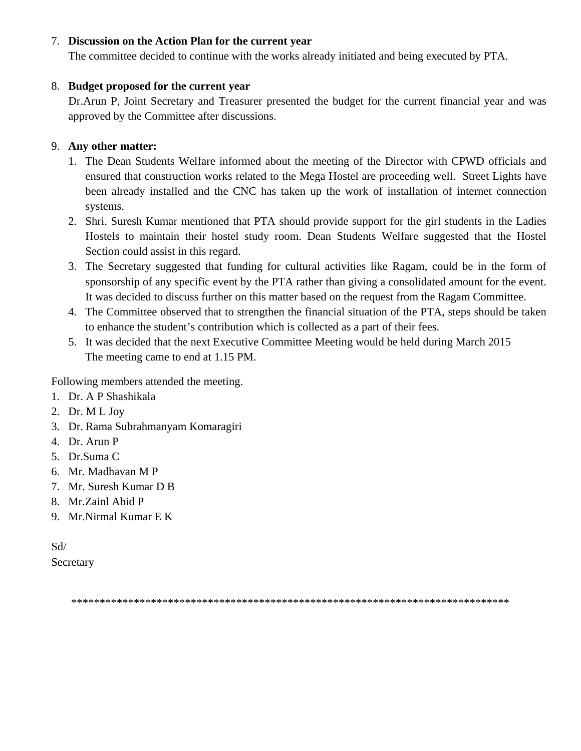7. **Discussion on the Action Plan for the current year**
   The committee decided to continue with the works already initiated and being executed by PTA.

8. **Budget proposed for the current year**
   Dr.Arun P, Joint Secretary and Treasurer presented the budget for the current financial year and was approved by the Committee after discussions.

9. **Any other matter:**
   1. The Dean Students Welfare informed about the meeting of the Director with CPWD officials and ensured that construction works related to the Mega Hostel are proceeding well. Street Lights have been already installed and the CNC has taken up the work of installation of internet connection systems.
   2. Shri. Suresh Kumar mentioned that PTA should provide support for the girl students in the Ladies Hostels to maintain their hostel study room. Dean Students Welfare suggested that the Hostel Section could assist in this regard.
   3. The Secretary suggested that funding for cultural activities like Ragam, could be in the form of sponsorship of any specific event by the PTA rather than giving a consolidated amount for the event. It was decided to discuss further on this matter based on the request from the Ragam Committee.
   4. The Committee observed that to strengthen the financial situation of the PTA, steps should be taken to enhance the student's contribution which is collected as a part of their fees.
   5. It was decided that the next Executive Committee Meeting would be held during March 2015
      The meeting came to end at 1.15 PM.

Following members attended the meeting.

1. Dr. A P Shashikala
2. Dr. M L Joy
3. Dr. Rama Subrahmanyam Komaragiri
4. Dr. Arun P
5. Dr.Suma C
6. Mr. Madhavan M P
7. Mr. Suresh Kumar D B
8. Mr.Zainl Abid P
9. Mr.Nirmal Kumar E K

Sd/
Secretary

*******************************************************************************